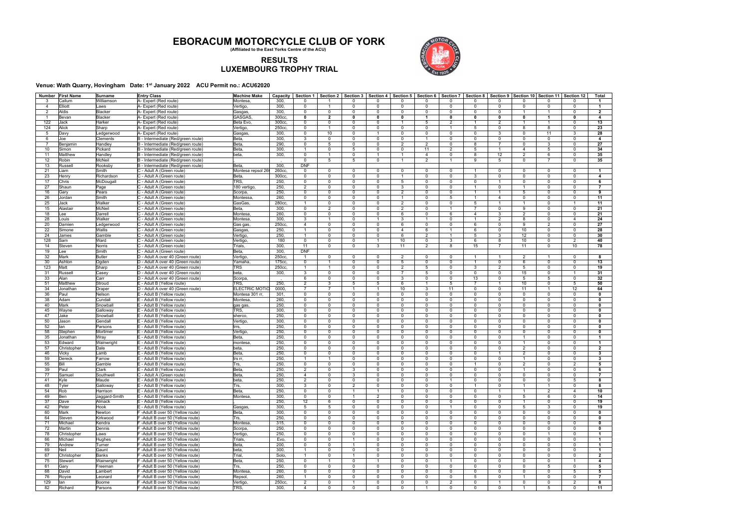# EBORACUM MOTORCYCLE CLUB OF YORK

(Affiliated to the East Yorks Centre of the ACU)

## RESULTS
## LUXEMBOURG TROPHY TRIAL

**Venue: Wath Quarry, Hovingham Date: 1st January 2022 ACU Permit no.: ACU62020**

| Number | First Name | Surname | Entry Class | Machine Make | Capacity | Section 1 | Section 2 | Section 3 | Section 4 | Section 5 | Section 6 | Section 7 | Section 8 | Section 9 | Section 10 | Section 11 | Section 12 | Total |
|---|---|---|---|---|---|---|---|---|---|---|---|---|---|---|---|---|---|---|
| 3 | Callum | Williamson | A- Expert (Red route) | Montesa, | 300, | 0 | 1 | 0 | 0 | 0 | 0 | 0 | 0 | 0 | 0 | 0 | 0 | 1 |
| 4 | Elliott | Laws | A- Expert (Red route) | Vertigo, | 300, | 0 | 1 | 0 | 0 | 0 | 0 | 0 | 0 | 0 | 0 | 0 | 0 | 1 |
| 2 | Aldis | Blacker | A- Expert (Red route) | Gasgas, | 300, | 0 | 0 | 0 | 0 | 0 | 0 | 0 | 0 | 0 | 1 | 1 | 0 | 2 |
| 1 | Bevan | Blacker | A- Expert (Red route) | GASGAS, | 300cc, | 0 | 2 | 0 | 0 | 1 | 0 | 0 | 0 | 0 | 0 | 1 | 0 | 4 |
| 122 | Jack | Harker | A- Expert (Red route) | Beta Evo, | 300cc, | 0 | 0 | 0 | 0 | 1 | 5 | 2 | 1 | 2 | 1 | 1 | 0 | 13 |
| 124 | Alick | Sharp | A- Expert (Red route) | Vertigo, | 250cc, | 0 | 1 | 0 | 0 | 0 | 0 | 1 | 5 | 0 | 8 | 8 | 0 | 23 |
| 5 | Davy | Ledgerwood | A- Expert (Red route) | Gasgas, | 300, | 0 | 10 | 0 | 1 | 0 | 0 | 0 | 0 | 3 | 0 | 11 | 3 | 28 |
| 6 | Joe | Clements | B - Intermediate (Red/green route) | Beta, | 300, | 3 | 0 | 0 | 0 | 0 | 1 | 0 | 0 | 0 | 0 | 0 | 0 | 4 |
| 7 | Benjamin | Handley | B - Intermediate (Red/green route) | Beta, | 290, | 0 | 5 | 0 | 0 | 2 | 2 | 0 | 8 | 7 | 0 | 3 | 0 | 27 |
| 10 | Simon | Pickard | B - Intermediate (Red/green route) | Beta, | 300, | 1 | 0 | 5 | 0 | 0 | 11 | 2 | 5 | 1 | 4 | 5 | 0 | 34 |
| 11 | Matthew | Handley | B - Intermediate (Red/green route) | beta, | 300, | 0 | 1 | 0 | 1 | 1 | 4 | 0 | 8 | 12 | 2 | 6 | 0 | 35 |
| 12 | Robin | McNeil | B - Intermediate (Red/green route) | , | , | 0 | 5 | 5 | 0 | 1 | 2 | 1 | 9 | 5 | 0 | 7 | 0 | 35 |
| 13 | Russell | Rooksby | B - Intermediate (Red/green route) | Beta, | 300, | DNF | | | | | | | | | | | | |
| 21 | Liam | Smith | C - Adult A (Green route) | Montesa repsol 26 | 260cc, | 0 | 0 | 0 | 0 | 0 | 0 | 0 | 1 | 0 | 0 | 0 | 0 | 1 |
| 23 | Henry | Richardson | C - Adult A (Green route) | Beta, | 300cc, | 0 | 0 | 0 | 0 | 1 | 0 | 0 | 3 | 0 | 0 | 0 | 0 | 4 |
| 17 | Chris | McDougall | C - Adult A (Green route) | TRS, | 250, | 0 | 0 | 0 | 0 | 5 | 0 | 0 | 0 | 1 | 0 | 0 | 0 | 6 |
| 27 | Shaun | Page | C - Adult A (Green route) | 180 vertigo, | 250, | 2 | 0 | 0 | 0 | 3 | 0 | 0 | 1 | 0 | 1 | 0 | 0 | 7 |
| 16 | Gary | Pears | C - Adult A (Green route) | Scorpa, | 250, | 0 | 0 | 0 | 0 | 2 | 0 | 0 | 1 | 1 | 5 | 0 | 0 | 9 |
| 26 | Jordan | Smith | C - Adult A (Green route) | Montessa, | 260, | 0 | 0 | 0 | 0 | 1 | 0 | 5 | 1 | 4 | 0 | 0 | 0 | 11 |
| 25 | Jack | Walker | C - Adult A (Green route) | GasGas, | 280cc, | 1 | 0 | 0 | 0 | 2 | 0 | 0 | 5 | 1 | 1 | 0 | 1 | 11 |
| 15 | Alastair | McNeil | C - Adult A (Green route) | Beta, | 300, | 0 | 2 | 0 | 0 | 2 | 0 | 1 | 7 | 0 | 9 | 0 | 0 | 21 |
| 18 | Lee | Darrell | C - Adult A (Green route) | Montesa, | 260, | 0 | 0 | 0 | 0 | 6 | 0 | 6 | 4 | 3 | 2 | 0 | 0 | 21 |
| 28 | Louis | Walker | C - Adult A (Green route) | Montesa, | 300, | 3 | 1 | 0 | 1 | 3 | 1 | 0 | 1 | 2 | 8 | 0 | 4 | 24 |
| 20 | Damien | Ledgerwood | C - Adult A (Green route) | Gas gas, | 250cc, | 4 | 0 | 0 | 0 | 6 | 0 | 0 | 6 | 0 | 9 | 2 | 0 | 27 |
| 22 | Simone | Wallis | C - Adult A (Green route) | Gasgas, | 250, | 1 | 0 | 0 | 0 | 4 | 6 | 1 | 6 | 0 | 10 | 0 | 0 | 28 |
| 24 | James | Gamble | C - Adult A (Green route) | Vertigo, | 250, | 1 | 0 | 0 | 0 | 6 | 2 | 1 | 5 | 3 | 12 | 0 | 0 | 30 |
| 128 | Sam | Ward | C - Adult A (Green route) | Vertigo, | 180 | 0 | 0 | 0 | 1 | 10 | 0 | 3 | 6 | 8 | 10 | 0 | 2 | 40 |
| 14 | Steven | Norris | C - Adult A (Green route) | Trials, | 300, | 11 | 0 | 0 | 3 | 11 | 2 | 8 | 15 | 7 | 11 | 0 | 10 | 78 |
| 19 | Lee | Smith | C - Adult A (Green route) | Beta, | 300, | DNF | | | | | | | | | | | | |
| 32 | Mark | Butler | D - Adult A over 40 (Green route) | Vertigo, | 250cc, | 1 | 0 | 0 | 0 | 2 | 0 | 0 | 1 | 1 | 2 | 1 | 0 | 8 |
| 30 | Ashton | Ogden | D - Adult A over 40 (Green route) | Yamaha, | 175cc, | 0 | 1 | 0 | 0 | 5 | 0 | 0 | 1 | 0 | 6 | 0 | 0 | 13 |
| 123 | Matt | Sharp | D - Adult A over 40 (Green route) | TRS | 250cc, | 1 | 1 | 0 | 0 | 2 | 5 | 0 | 3 | 2 | 5 | 0 | 0 | 19 |
| 31 | Russell | Casey | D - Adult A over 40 (Green route) | beta, | 300, | 3 | 0 | 0 | 0 | 7 | 5 | 0 | 0 | 0 | 15 | 0 | 1 | 31 |
| 33 | Alan | Carr | D - Adult A over 40 (Green route) | Scorpa, | | 6 | 0 | 0 | 0 | 3 | 0 | 0 | 13 | 0 | 5 | 5 | 0 | 32 |
| 51 | Matthew | Stroud | E - Adult B (Yellow route) | TRS, | 250, | 2 | 3 | 5 | 5 | 6 | 1 | 5 | 7 | 1 | 10 | 0 | 5 | 50 |
| 34 | Jonathan | Draper | D - Adult A over 40 (Green route) | ELECTRIC MOTIO | 0000, | 7 | 7 | 1 | 1 | 10 | 3 | 11 | 0 | 0 | 11 | 1 | 12 | 64 |
| 36 | Paul | Nelson | E - Adult B (Yellow route) | Montesa 301 rr, | 301, | 0 | 0 | 0 | 0 | 0 | 0 | 0 | 0 | 0 | 0 | 0 | 0 | 0 |
| 38 | Adam | Cundall | E - Adult B (Yellow route) | Montesa, | 260, | 0 | 0 | 0 | 0 | 0 | 0 | 0 | 0 | 0 | 0 | 0 | 0 | 0 |
| 40 | Mark | Snowball | E - Adult B (Yellow route) | gas gas, | 250, | 0 | 0 | 0 | 0 | 0 | 0 | 0 | 0 | 0 | 0 | 0 | 0 | 0 |
| 45 | Wayne | Galloway | E - Adult B (Yellow route) | TRS, | 300, | 0 | 0 | 0 | 0 | 0 | 0 | 0 | 0 | 0 | 0 | 0 | 0 | 0 |
| 47 | Jake | Snowball | E - Adult B (Yellow route) | sherco, | 250, | 0 | 0 | 0 | 0 | 0 | 0 | 0 | 0 | 0 | 0 | 0 | 0 | 0 |
| 50 | Jason | Gendall | E - Adult B (Yellow route) | Vertigo, | 300, | 0 | 0 | 0 | 0 | 0 | 0 | 0 | 0 | 0 | 0 | 0 | 0 | 0 |
| 52 | Ian | Parsons | E - Adult B (Yellow route) | trrs, | 250, | 0 | 0 | 0 | 0 | 0 | 0 | 0 | 0 | 0 | 0 | 0 | 0 | 0 |
| 58 | Stephen | Mortimer | E - Adult B (Yellow route) | Vertigo, | 250, | 0 | 0 | 0 | 0 | 0 | 0 | 0 | 0 | 0 | 0 | 0 | 0 | 0 |
| 35 | Jonathan | Wray | E - Adult B (Yellow route) | Beta, | 250, | 0 | 0 | 0 | 0 | 0 | 0 | 0 | 0 | 0 | 1 | 0 | 0 | 1 |
| 53 | Edward | Wainwright | E - Adult B (Yellow route) | montesa, | 250, | 0 | 0 | 0 | 0 | 0 | 0 | 0 | 0 | 0 | 1 | 0 | 0 | 1 |
| 57 | Christopher | Dale | E - Adult B (Yellow route) | beta, | 250, | 0 | 0 | 0 | 0 | 0 | 0 | 0 | 0 | 0 | 2 | 0 | 0 | 2 |
| 46 | Vicky | Lamb | E - Adult B (Yellow route) | Beta, | 250, | 0 | 0 | 0 | 0 | 0 | 0 | 0 | 0 | 1 | 2 | 0 | 0 | 3 |
| 59 | Dereck | Farrow | E - Adult B (Yellow route) | trs rr, | 250, | 1 | 1 | 0 | 0 | 0 | 0 | 0 | 0 | 0 | 1 | 0 | 0 | 3 |
| 55 | Bill | Gamble | E - Adult B (Yellow route) | Trs, | 250, | 0 | 0 | 0 | 0 | 0 | 0 | 0 | 1 | 0 | 2 | 0 | 2 | 5 |
| 39 | Paul | Clark | E - Adult B (Yellow route) | Beta, | 250, | 2 | 0 | 3 | 0 | 0 | 0 | 0 | 0 | 0 | 1 | 0 | 0 | 6 |
| 77 | Samuel | Southwell | C - Adult A (Green route) | Beta, | 250, | 4 | 0 | 3 | 0 | 0 | 0 | 0 | 0 | 0 | 0 | 0 | 0 | 7 |
| 41 | Kyle | Maude | E - Adult B (Yellow route) | beta, | 250, | 2 | 0 | 0 | 0 | 0 | 0 | 1 | 0 | 0 | 0 | 0 | 5 | 8 |
| 48 | Tyler | Galloway | E - Adult B (Yellow route) | Trs, | 300, | 3 | 0 | 2 | 0 | 0 | 0 | 0 | 1 | 0 | 1 | 1 | 0 | 8 |
| 54 | Rob | Harrison | E - Adult B (Yellow route) | Beta, | 250, | 0 | 0 | 1 | 1 | 0 | 0 | 0 | 0 | 1 | 1 | 2 | 4 | 10 |
| 49 | Ben | Jaggard-Smith | E - Adult B (Yellow route) | Montesa, | 300, | 0 | 0 | 1 | 2 | 0 | 0 | 0 | 0 | 0 | 5 | 6 | 0 | 14 |
| 37 | Dave | Almack | E - Adult B (Yellow route) | | 250, | 12 | 6 | 0 | 0 | 0 | 0 | 0 | 0 | 0 | 1 | 0 | 0 | 19 |
| 42 | Peter | Hook | E - Adult B (Yellow route) | Gasgas, | 300, | 5 | 5 | 0 | 0 | 0 | 0 | 1 | 0 | 0 | 5 | 3 | 0 | 19 |
| 60 | Mark | Newton | F -Adult B over 50 (Yellow route) | Beta, | 300, | 0 | 0 | 0 | 0 | 0 | 0 | 0 | 0 | 0 | 0 | 0 | 0 | 0 |
| 64 | Steven | Kirkwood | F -Adult B over 50 (Yellow route) | Trs, | 250, | 0 | 0 | 0 | 0 | 0 | 0 | 0 | 0 | 0 | 0 | 0 | 0 | 0 |
| 71 | Michael | Kendra | F -Adult B over 50 (Yellow route) | Montesa, | 315, | 0 | 0 | 0 | 0 | 0 | 0 | 0 | 0 | 0 | 0 | 0 | 0 | 0 |
| 72 | Martin | Dennis | F -Adult B over 50 (Yellow route) | Scorpa, | 250, | 0 | 0 | 0 | 0 | 0 | 0 | 0 | 0 | 0 | 0 | 0 | 0 | 0 |
| 78 | Christopher | Laws | F -Adult B over 50 (Yellow route) | Vertigo, | 250, | 0 | 0 | 0 | 0 | 0 | 0 | 0 | 0 | 0 | 0 | 1 | 0 | 1 |
| 66 | Michael | Hughes | F -Adult B over 50 (Yellow route) | Trials, | Evo, | 0 | 0 | 1 | 0 | 0 | 0 | 0 | 0 | 0 | 0 | 0 | 0 | 1 |
| 79 | Andrew | Turner | F -Adult B over 50 (Yellow route) | Beta, | 200, | 0 | 0 | 1 | 0 | 0 | 0 | 0 | 0 | 0 | 0 | 0 | 0 | 1 |
| 69 | Neil | Gaunt | F -Adult B over 50 (Yellow route) | beta, | 300, | 1 | 0 | 0 | 0 | 0 | 0 | 0 | 0 | 0 | 0 | 0 | 0 | 1 |
| 67 | Christopher | Banks | F -Adult B over 50 (Yellow route) | Trial, | Solo, | 1 | 0 | 1 | 0 | 0 | 0 | 0 | 0 | 0 | 0 | 0 | 0 | 2 |
| 75 | Stewart | Wainwright | F -Adult B over 50 (Yellow route) | Beta, | 250, | 0 | 1 | 0 | 1 | 0 | 0 | 1 | 0 | 0 | 0 | 0 | 1 | 4 |
| 61 | Gary | Freeman | F -Adult B over 50 (Yellow route) | Trs, | 250, | 0 | 0 | 0 | 0 | 0 | 0 | 0 | 0 | 0 | 0 | 5 | 0 | 5 |
| 68 | David | Lambert | F -Adult B over 50 (Yellow route) | Montesa, | 260, | 0 | 0 | 0 | 0 | 0 | 0 | 0 | 0 | 0 | 0 | 0 | 5 | 5 |
| 76 | Royce | Leonard | F -Adult B over 50 (Yellow route) | Repsol, | 260, | 1 | 0 | 0 | 0 | 0 | 0 | 0 | 5 | 0 | 1 | 0 | 0 | 7 |
| 129 | Ian | Boome | F -Adult B over 50 (Yellow route) | Vertigo, | 250cc, | 2 | 0 | 1 | 0 | 0 | 0 | 2 | 0 | 1 | 0 | 0 | 2 | 8 |
| 82 | Richard | Parsons | F -Adult B over 50 (Yellow route) | TRS, | 300, | 4 | 0 | 0 | 0 | 0 | 1 | 0 | 0 | 0 | 1 | 5 | 0 | 11 |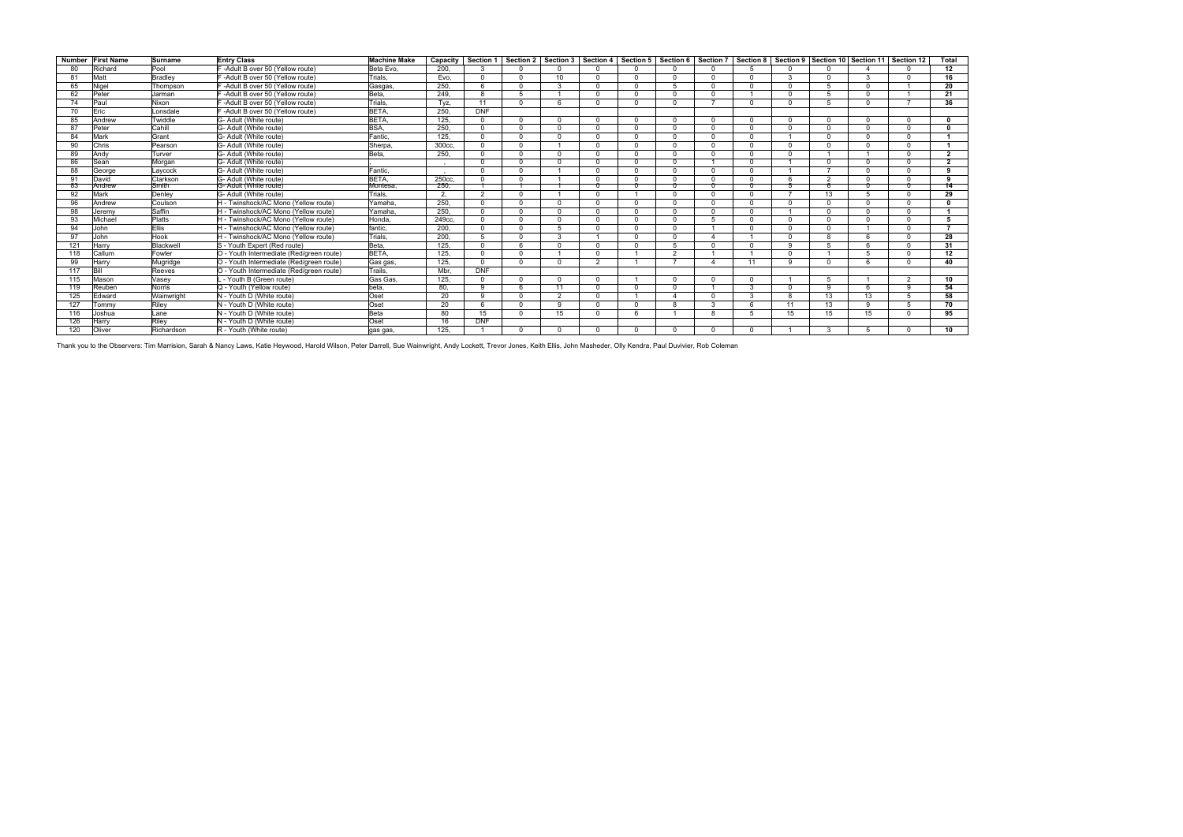| Number | First Name | Surname | Entry Class | Machine Make | Capacity | Section 1 | Section 2 | Section 3 | Section 4 | Section 5 | Section 6 | Section 7 | Section 8 | Section 9 | Section 10 | Section 11 | Section 12 | Total |
|---|---|---|---|---|---|---|---|---|---|---|---|---|---|---|---|---|---|---|
| 80 | Richard | Pool | F -Adult B over 50 (Yellow route) | Beta Evo, | 200, | 3 | 0 | 0 | 0 | 0 | 0 | 0 | 5 | 0 | 0 | 4 | 0 | 12 |
| 81 | Matt | Bradley | F -Adult B over 50 (Yellow route) | Trials, | Evo, | 0 | 0 | 10 | 0 | 0 | 0 | 0 | 0 | 3 | 0 | 3 | 0 | 16 |
| 65 | Nigel | Thompson | F -Adult B over 50 (Yellow route) | Gasgas, | 250, | 6 | 0 | 3 | 0 | 0 | 5 | 0 | 0 | 0 | 5 | 0 | 1 | 20 |
| 62 | Peter | Jarman | F -Adult B over 50 (Yellow route) | Beta, | 249, | 8 | 5 | 1 | 0 | 0 | 0 | 0 | 1 | 0 | 5 | 0 | 1 | 21 |
| 74 | Paul | Nixon | F -Adult B over 50 (Yellow route) | Trials, | Tyz, | 11 | 0 | 6 | 0 | 0 | 0 | 7 | 0 | 0 | 5 | 0 | 7 | 36 |
| 70 | Eric | Lonsdale | F -Adult B over 50 (Yellow route) | BETA, | 250, | DNF | | | | | | | | | | | | |
| 85 | Andrew | Twiddle | G- Adult (White route) | BETA, | 125, | 0 | 0 | 0 | 0 | 0 | 0 | 0 | 0 | 0 | 0 | 0 | 0 | 0 |
| 87 | Peter | Cahill | G- Adult (White route) | BSA, | 250, | 0 | 0 | 0 | 0 | 0 | 0 | 0 | 0 | 0 | 0 | 0 | 0 | 0 |
| 84 | Mark | Grant | G- Adult (White route) | Fantic, | 125, | 0 | 0 | 0 | 0 | 0 | 0 | 0 | 0 | 1 | 0 | 0 | 0 | 1 |
| 90 | Chris | Pearson | G- Adult (White route) | Sherpa, | 300cc, | 0 | 0 | 1 | 0 | 0 | 0 | 0 | 0 | 0 | 0 | 0 | 0 | 1 |
| 89 | Andy | Turver | G- Adult (White route) | Beta, | 250, | 0 | 0 | 0 | 0 | 0 | 0 | 0 | 0 | 0 | 1 | 1 | 0 | 2 |
| 86 | Sean | Morgan | G- Adult (White route) | , | , | 0 | 0 | 0 | 0 | 0 | 0 | 1 | 0 | 1 | 0 | 0 | 0 | 2 |
| 88 | George | Laycock | G- Adult (White route) | Fantic, | , | 0 | 0 | 1 | 0 | 0 | 0 | 0 | 0 | 1 | 7 | 0 | 0 | 9 |
| 91 | David | Clarkson | G- Adult (White route) | BETA, | 250cc, | 0 | 0 | 1 | 0 | 0 | 0 | 0 | 0 | 6 | 2 | 0 | 0 | 9 |
| 83 | Andrew | Smith | G- Adult (White route) | Montesa, | 250, | 1 | 1 | 1 | 0 | 0 | 0 | 0 | 0 | 5 | 6 | 0 | 0 | 14 |
| 92 | Mark | Denley | G- Adult (White route) | Trials, | 2, | 2 | 0 | 1 | 0 | 1 | 0 | 0 | 0 | 7 | 13 | 5 | 0 | 29 |
| 96 | Andrew | Coulson | H - Twinshock/AC Mono (Yellow route) | Yamaha, | 250, | 0 | 0 | 0 | 0 | 0 | 0 | 0 | 0 | 0 | 0 | 0 | 0 | 0 |
| 98 | Jeremy | Saffin | H - Twinshock/AC Mono (Yellow route) | Yamaha, | 250, | 0 | 0 | 0 | 0 | 0 | 0 | 0 | 0 | 1 | 0 | 0 | 0 | 1 |
| 93 | Michael | Platts | H - Twinshock/AC Mono (Yellow route) | Honda, | 249cc, | 0 | 0 | 0 | 0 | 0 | 0 | 5 | 0 | 0 | 0 | 0 | 0 | 5 |
| 94 | John | Ellis | H - Twinshock/AC Mono (Yellow route) | fantic, | 200, | 0 | 0 | 5 | 0 | 0 | 0 | 1 | 0 | 0 | 0 | 1 | 0 | 7 |
| 97 | John | Hook | H - Twinshock/AC Mono (Yellow route) | Trials, | 200, | 5 | 0 | 3 | 1 | 0 | 0 | 4 | 1 | 0 | 8 | 6 | 0 | 28 |
| 121 | Harry | Blackwell | S - Youth Expert (Red route) | Beta, | 125, | 0 | 6 | 0 | 0 | 0 | 5 | 0 | 0 | 9 | 5 | 6 | 0 | 31 |
| 118 | Callum | Fowler | O - Youth Intermediate (Red/green route) | BETA, | 125, | 0 | 0 | 1 | 0 | 1 | 2 | 1 | 1 | 0 | 1 | 5 | 0 | 12 |
| 99 | Harry | Mugridge | O - Youth Intermediate (Red/green route) | Gas gas, | 125, | 0 | 0 | 0 | 2 | 1 | 7 | 4 | 11 | 9 | 0 | 6 | 0 | 40 |
| 117 | Bill | Reeves | O - Youth Intermediate (Red/green route) | Trails, | Mbr, | DNF | | | | | | | | | | | | |
| 115 | Mason | Vasey | L - Youth B (Green route) | Gas Gas, | 125, | 0 | 0 | 0 | 0 | 1 | 0 | 0 | 0 | 1 | 5 | 1 | 2 | 10 |
| 119 | Reuben | Norris | Q - Youth (Yellow route) | beta, | 80, | 9 | 6 | 11 | 0 | 0 | 0 | 1 | 3 | 0 | 9 | 6 | 9 | 54 |
| 125 | Edward | Wainwright | N - Youth D (White route) | Oset | 20 | 9 | 0 | 2 | 0 | 1 | 4 | 0 | 3 | 8 | 13 | 13 | 5 | 58 |
| 127 | Tommy | Riley | N - Youth D (White route) | Oset | 20 | 6 | 0 | 9 | 0 | 0 | 8 | 3 | 6 | 11 | 13 | 9 | 5 | 70 |
| 116 | Joshua | Lane | N - Youth D (White route) | Beta | 80 | 15 | 0 | 15 | 0 | 6 | 1 | 8 | 5 | 15 | 15 | 15 | 0 | 95 |
| 126 | Harry | Riley | N - Youth D (White route) | Oset | 16 | DNF | | | | | | | | | | | | |
| 120 | Oliver | Richardson | R - Youth (White route) | gas gas, | 125, | 1 | 0 | 0 | 0 | 0 | 0 | 0 | 0 | 1 | 3 | 5 | 0 | 10 |

Thank you to the Observers: Tim Marrision, Sarah & Nancy Laws, Katie Heywood, Harold Wilson, Peter Darrell, Sue Wainwright, Andy Lockett, Trevor Jones, Keith Ellis, John Masheder, Olly Kendra, Paul Duvivier, Rob Coleman